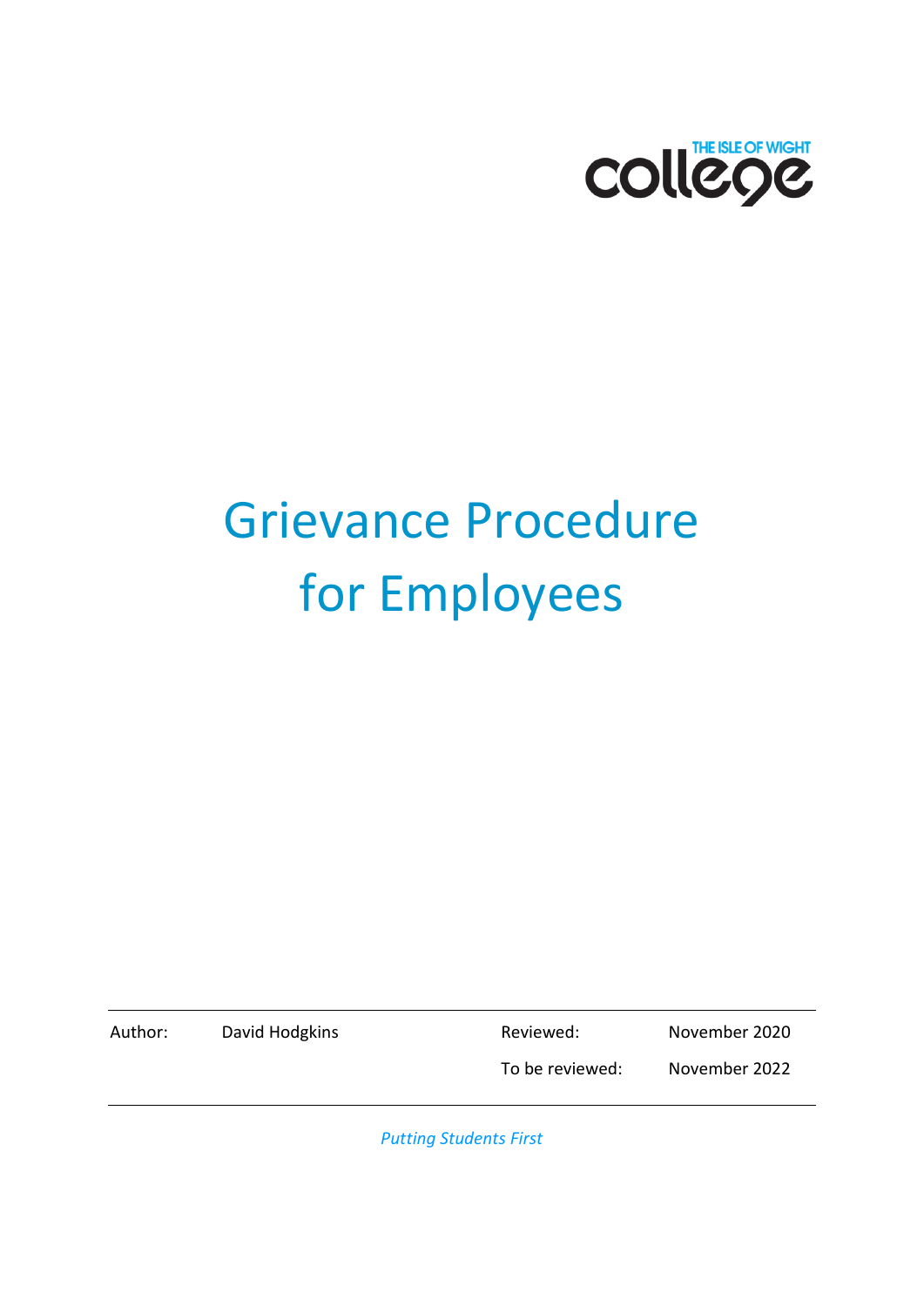THE ISLE OF WIGHT college

# Grievance Procedure for Employees

| Author: | David Hodgkins | Reviewed: | November 2020 |
|---|---|---|---|
| | | To be reviewed: | November 2022 |

*Putting Students First*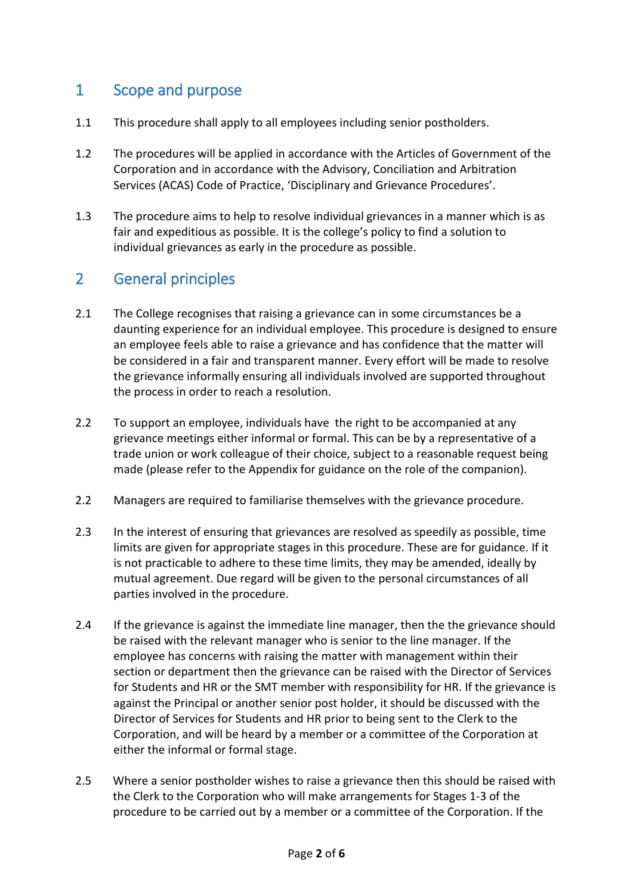## 1 Scope and purpose

1.1 This procedure shall apply to all employees including senior postholders.

1.2 The procedures will be applied in accordance with the Articles of Government of the Corporation and in accordance with the Advisory, Conciliation and Arbitration Services (ACAS) Code of Practice, 'Disciplinary and Grievance Procedures'.

1.3 The procedure aims to help to resolve individual grievances in a manner which is as fair and expeditious as possible. It is the college's policy to find a solution to individual grievances as early in the procedure as possible.

## 2 General principles

2.1 The College recognises that raising a grievance can in some circumstances be a daunting experience for an individual employee. This procedure is designed to ensure an employee feels able to raise a grievance and has confidence that the matter will be considered in a fair and transparent manner. Every effort will be made to resolve the grievance informally ensuring all individuals involved are supported throughout the process in order to reach a resolution.

2.2 To support an employee, individuals have the right to be accompanied at any grievance meetings either informal or formal. This can be by a representative of a trade union or work colleague of their choice, subject to a reasonable request being made (please refer to the Appendix for guidance on the role of the companion).

2.2 Managers are required to familiarise themselves with the grievance procedure.

2.3 In the interest of ensuring that grievances are resolved as speedily as possible, time limits are given for appropriate stages in this procedure. These are for guidance. If it is not practicable to adhere to these time limits, they may be amended, ideally by mutual agreement. Due regard will be given to the personal circumstances of all parties involved in the procedure.

2.4 If the grievance is against the immediate line manager, then the the grievance should be raised with the relevant manager who is senior to the line manager. If the employee has concerns with raising the matter with management within their section or department then the grievance can be raised with the Director of Services for Students and HR or the SMT member with responsibility for HR. If the grievance is against the Principal or another senior post holder, it should be discussed with the Director of Services for Students and HR prior to being sent to the Clerk to the Corporation, and will be heard by a member or a committee of the Corporation at either the informal or formal stage.

2.5 Where a senior postholder wishes to raise a grievance then this should be raised with the Clerk to the Corporation who will make arrangements for Stages 1-3 of the procedure to be carried out by a member or a committee of the Corporation. If the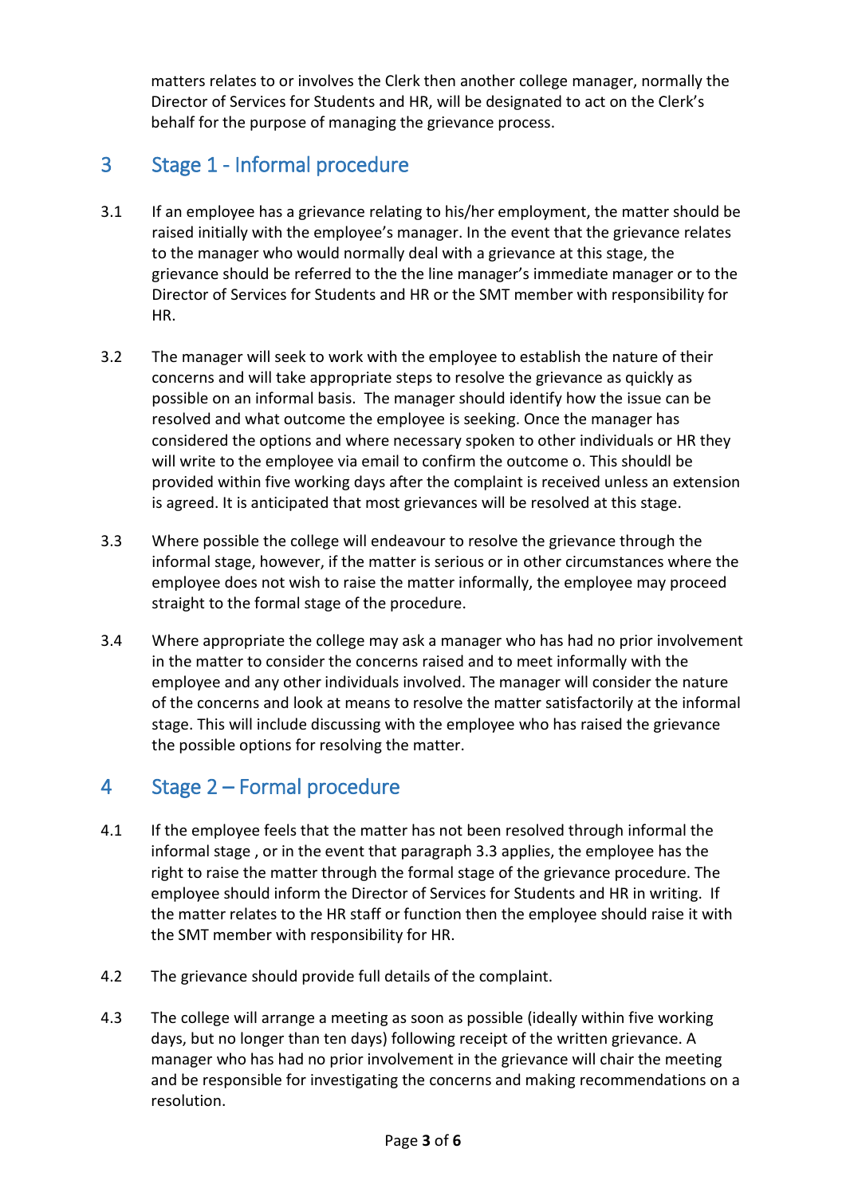matters relates to or involves the Clerk then another college manager, normally the Director of Services for Students and HR, will be designated to act on the Clerk's behalf for the purpose of managing the grievance process.

## 3 Stage 1 - Informal procedure

3.1 If an employee has a grievance relating to his/her employment, the matter should be raised initially with the employee's manager. In the event that the grievance relates to the manager who would normally deal with a grievance at this stage, the grievance should be referred to the the line manager's immediate manager or to the Director of Services for Students and HR or the SMT member with responsibility for HR.

3.2 The manager will seek to work with the employee to establish the nature of their concerns and will take appropriate steps to resolve the grievance as quickly as possible on an informal basis. The manager should identify how the issue can be resolved and what outcome the employee is seeking. Once the manager has considered the options and where necessary spoken to other individuals or HR they will write to the employee via email to confirm the outcome o. This shouldl be provided within five working days after the complaint is received unless an extension is agreed. It is anticipated that most grievances will be resolved at this stage.

3.3 Where possible the college will endeavour to resolve the grievance through the informal stage, however, if the matter is serious or in other circumstances where the employee does not wish to raise the matter informally, the employee may proceed straight to the formal stage of the procedure.

3.4 Where appropriate the college may ask a manager who has had no prior involvement in the matter to consider the concerns raised and to meet informally with the employee and any other individuals involved. The manager will consider the nature of the concerns and look at means to resolve the matter satisfactorily at the informal stage. This will include discussing with the employee who has raised the grievance the possible options for resolving the matter.

## 4 Stage 2 – Formal procedure

4.1 If the employee feels that the matter has not been resolved through informal the informal stage , or in the event that paragraph 3.3 applies, the employee has the right to raise the matter through the formal stage of the grievance procedure. The employee should inform the Director of Services for Students and HR in writing. If the matter relates to the HR staff or function then the employee should raise it with the SMT member with responsibility for HR.

4.2 The grievance should provide full details of the complaint.

4.3 The college will arrange a meeting as soon as possible (ideally within five working days, but no longer than ten days) following receipt of the written grievance. A manager who has had no prior involvement in the grievance will chair the meeting and be responsible for investigating the concerns and making recommendations on a resolution.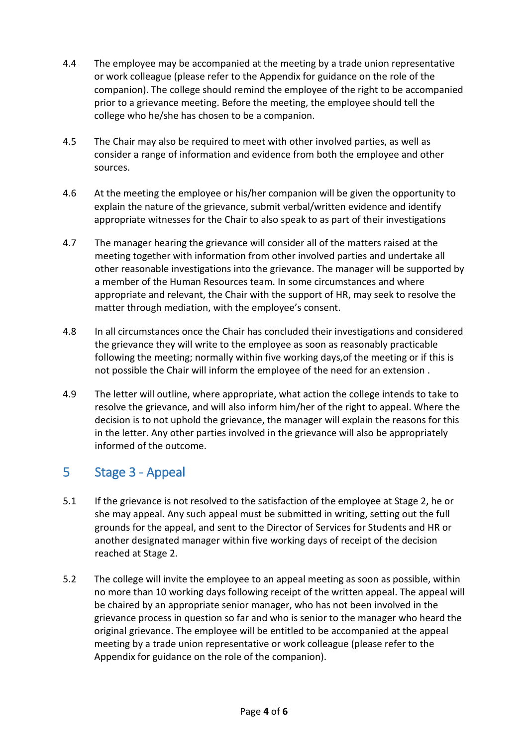4.4 The employee may be accompanied at the meeting by a trade union representative or work colleague (please refer to the Appendix for guidance on the role of the companion). The college should remind the employee of the right to be accompanied prior to a grievance meeting. Before the meeting, the employee should tell the college who he/she has chosen to be a companion.

4.5 The Chair may also be required to meet with other involved parties, as well as consider a range of information and evidence from both the employee and other sources.

4.6 At the meeting the employee or his/her companion will be given the opportunity to explain the nature of the grievance, submit verbal/written evidence and identify appropriate witnesses for the Chair to also speak to as part of their investigations

4.7 The manager hearing the grievance will consider all of the matters raised at the meeting together with information from other involved parties and undertake all other reasonable investigations into the grievance. The manager will be supported by a member of the Human Resources team. In some circumstances and where appropriate and relevant, the Chair with the support of HR, may seek to resolve the matter through mediation, with the employee's consent.

4.8 In all circumstances once the Chair has concluded their investigations and considered the grievance they will write to the employee as soon as reasonably practicable following the meeting; normally within five working days,of the meeting or if this is not possible the Chair will inform the employee of the need for an extension .

4.9 The letter will outline, where appropriate, what action the college intends to take to resolve the grievance, and will also inform him/her of the right to appeal. Where the decision is to not uphold the grievance, the manager will explain the reasons for this in the letter. Any other parties involved in the grievance will also be appropriately informed of the outcome.

## 5 Stage 3 - Appeal

5.1 If the grievance is not resolved to the satisfaction of the employee at Stage 2, he or she may appeal. Any such appeal must be submitted in writing, setting out the full grounds for the appeal, and sent to the Director of Services for Students and HR or another designated manager within five working days of receipt of the decision reached at Stage 2.

5.2 The college will invite the employee to an appeal meeting as soon as possible, within no more than 10 working days following receipt of the written appeal. The appeal will be chaired by an appropriate senior manager, who has not been involved in the grievance process in question so far and who is senior to the manager who heard the original grievance. The employee will be entitled to be accompanied at the appeal meeting by a trade union representative or work colleague (please refer to the Appendix for guidance on the role of the companion).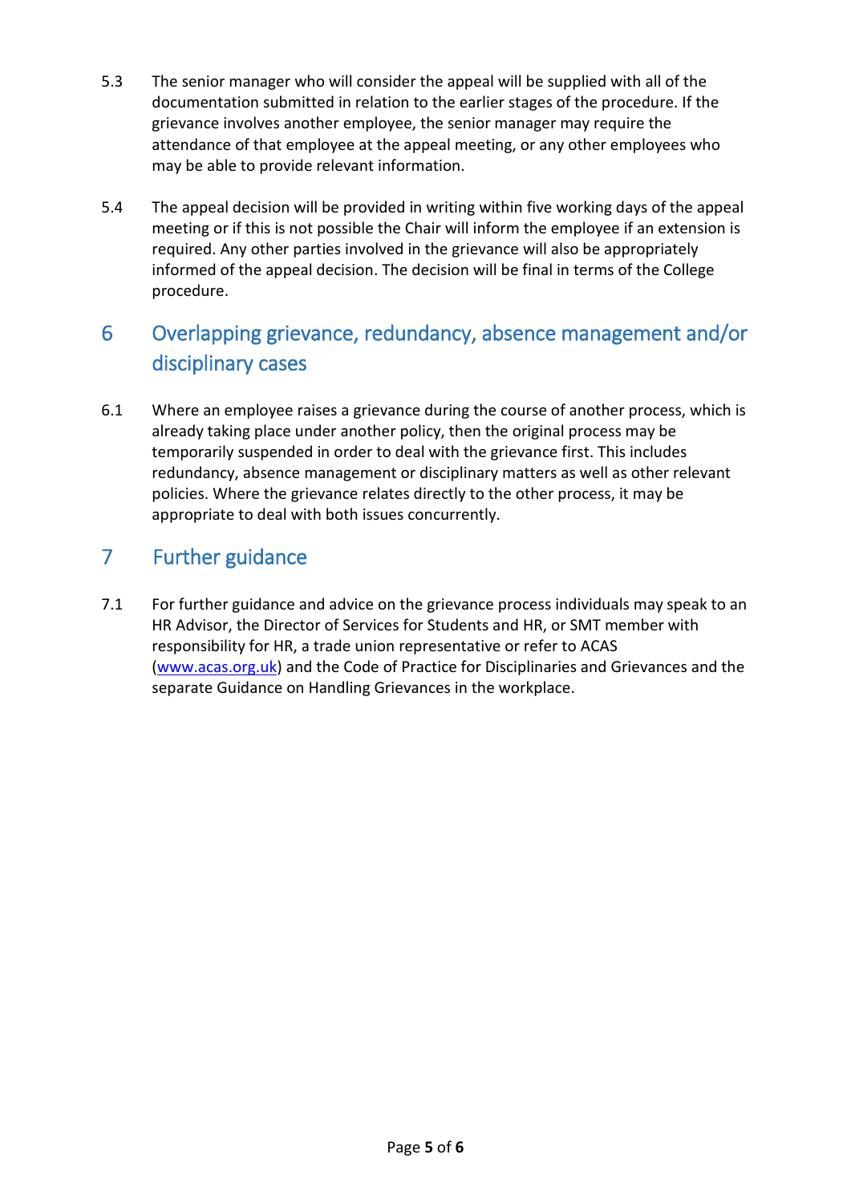5.3 The senior manager who will consider the appeal will be supplied with all of the documentation submitted in relation to the earlier stages of the procedure. If the grievance involves another employee, the senior manager may require the attendance of that employee at the appeal meeting, or any other employees who may be able to provide relevant information.

5.4 The appeal decision will be provided in writing within five working days of the appeal meeting or if this is not possible the Chair will inform the employee if an extension is required. Any other parties involved in the grievance will also be appropriately informed of the appeal decision. The decision will be final in terms of the College procedure.

## 6 Overlapping grievance, redundancy, absence management and/or disciplinary cases

6.1 Where an employee raises a grievance during the course of another process, which is already taking place under another policy, then the original process may be temporarily suspended in order to deal with the grievance first. This includes redundancy, absence management or disciplinary matters as well as other relevant policies. Where the grievance relates directly to the other process, it may be appropriate to deal with both issues concurrently.

## 7 Further guidance

7.1 For further guidance and advice on the grievance process individuals may speak to an HR Advisor, the Director of Services for Students and HR, or SMT member with responsibility for HR, a trade union representative or refer to ACAS ([www.acas.org.uk](http://www.acas.org.uk)) and the Code of Practice for Disciplinaries and Grievances and the separate Guidance on Handling Grievances in the workplace.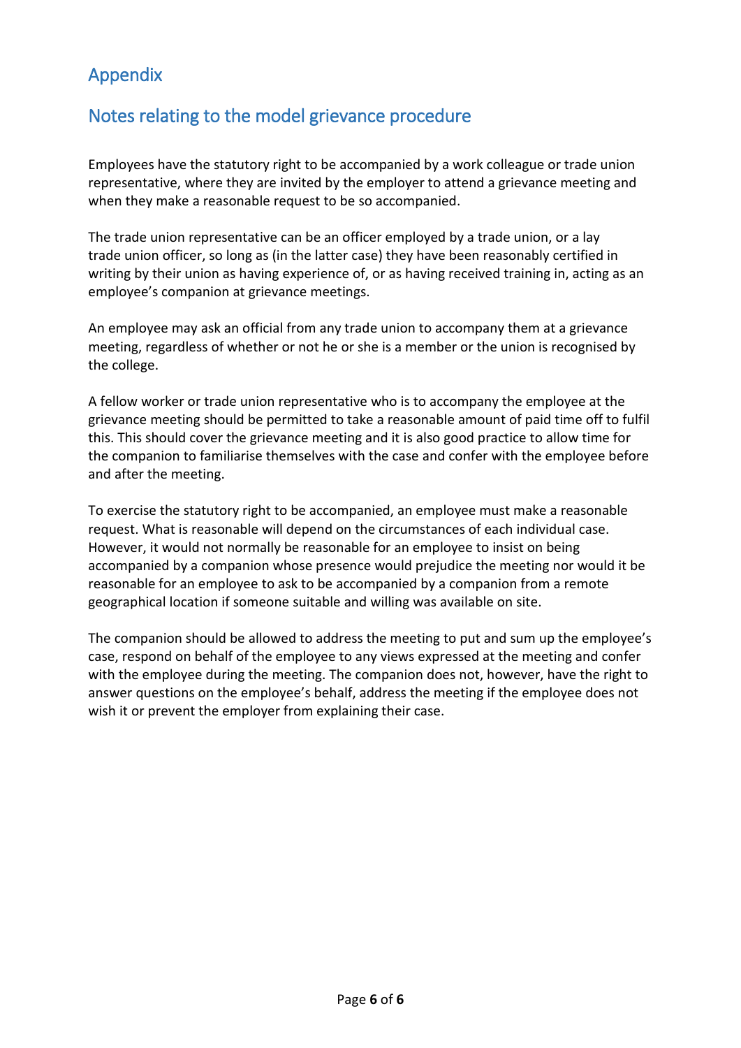## Appendix

## Notes relating to the model grievance procedure

Employees have the statutory right to be accompanied by a work colleague or trade union representative, where they are invited by the employer to attend a grievance meeting and when they make a reasonable request to be so accompanied.

The trade union representative can be an officer employed by a trade union, or a lay trade union officer, so long as (in the latter case) they have been reasonably certified in writing by their union as having experience of, or as having received training in, acting as an employee's companion at grievance meetings.

An employee may ask an official from any trade union to accompany them at a grievance meeting, regardless of whether or not he or she is a member or the union is recognised by the college.

A fellow worker or trade union representative who is to accompany the employee at the grievance meeting should be permitted to take a reasonable amount of paid time off to fulfil this. This should cover the grievance meeting and it is also good practice to allow time for the companion to familiarise themselves with the case and confer with the employee before and after the meeting.

To exercise the statutory right to be accompanied, an employee must make a reasonable request. What is reasonable will depend on the circumstances of each individual case. However, it would not normally be reasonable for an employee to insist on being accompanied by a companion whose presence would prejudice the meeting nor would it be reasonable for an employee to ask to be accompanied by a companion from a remote geographical location if someone suitable and willing was available on site.

The companion should be allowed to address the meeting to put and sum up the employee's case, respond on behalf of the employee to any views expressed at the meeting and confer with the employee during the meeting. The companion does not, however, have the right to answer questions on the employee's behalf, address the meeting if the employee does not wish it or prevent the employer from explaining their case.